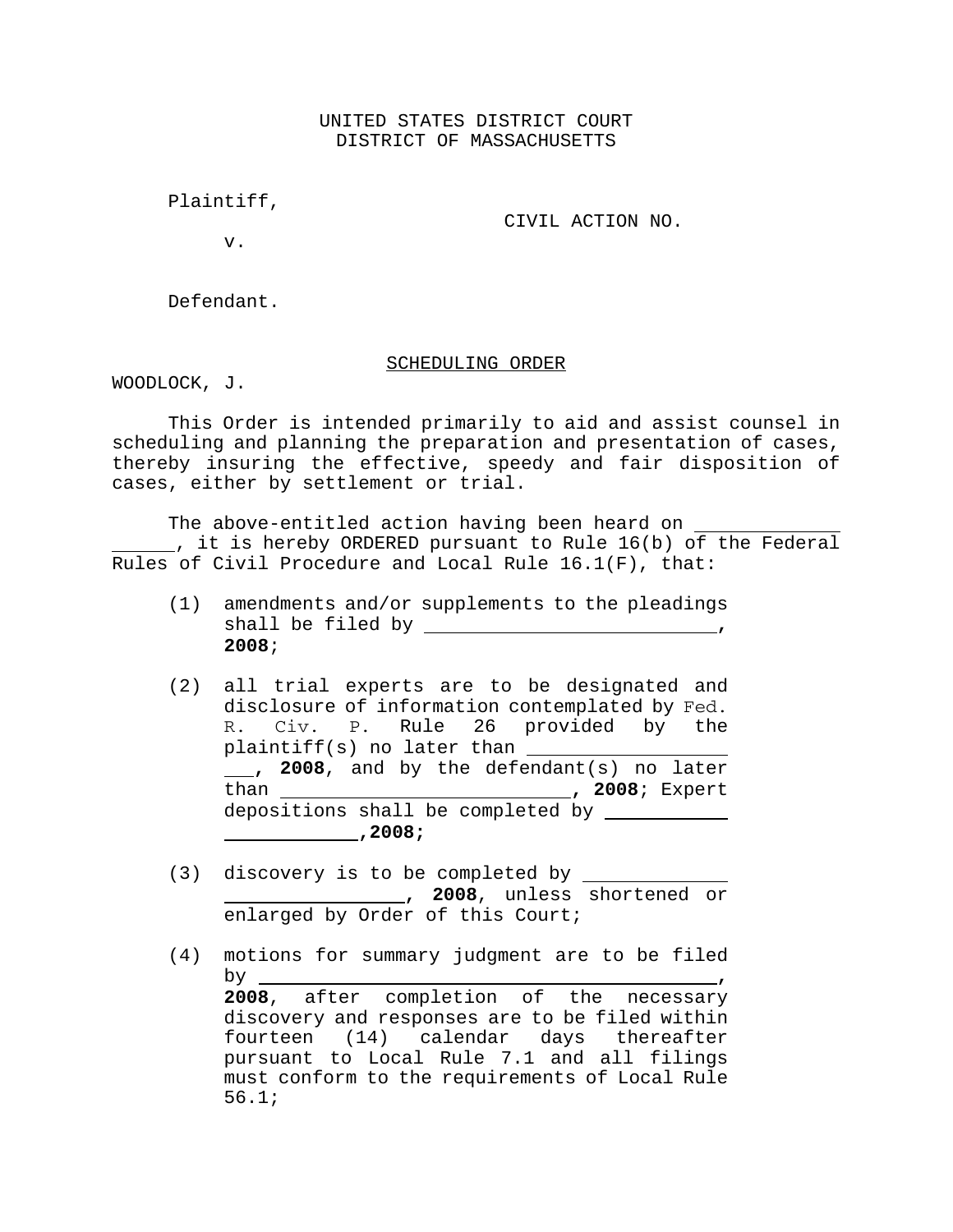UNITED STATES DISTRICT COURT
DISTRICT OF MASSACHUSETTS

Plaintiff,

CIVIL ACTION NO.

v.

Defendant.

SCHEDULING ORDER

WOODLOCK, J.

This Order is intended primarily to aid and assist counsel in scheduling and planning the preparation and presentation of cases, thereby insuring the effective, speedy and fair disposition of cases, either by settlement or trial.

The above-entitled action having been heard on ___________________, it is hereby ORDERED pursuant to Rule 16(b) of the Federal Rules of Civil Procedure and Local Rule 16.1(F), that:

(1) amendments and/or supplements to the pleadings shall be filed by ____________________________, **2008**;

(2) all trial experts are to be designated and disclosure of information contemplated by Fed. R. Civ. P. Rule 26 provided by the plaintiff(s) no later than ______________________, **2008**, and by the defendant(s) no later than ___________________________, **2008**; Expert depositions shall be completed by _______________________,**2008;**

(3) discovery is to be completed by ______________________________, **2008**, unless shortened or enlarged by Order of this Court;

(4) motions for summary judgment are to be filed by ____________________________________________, **2008**, after completion of the necessary discovery and responses are to be filed within fourteen (14) calendar days thereafter pursuant to Local Rule 7.1 and all filings must conform to the requirements of Local Rule 56.1;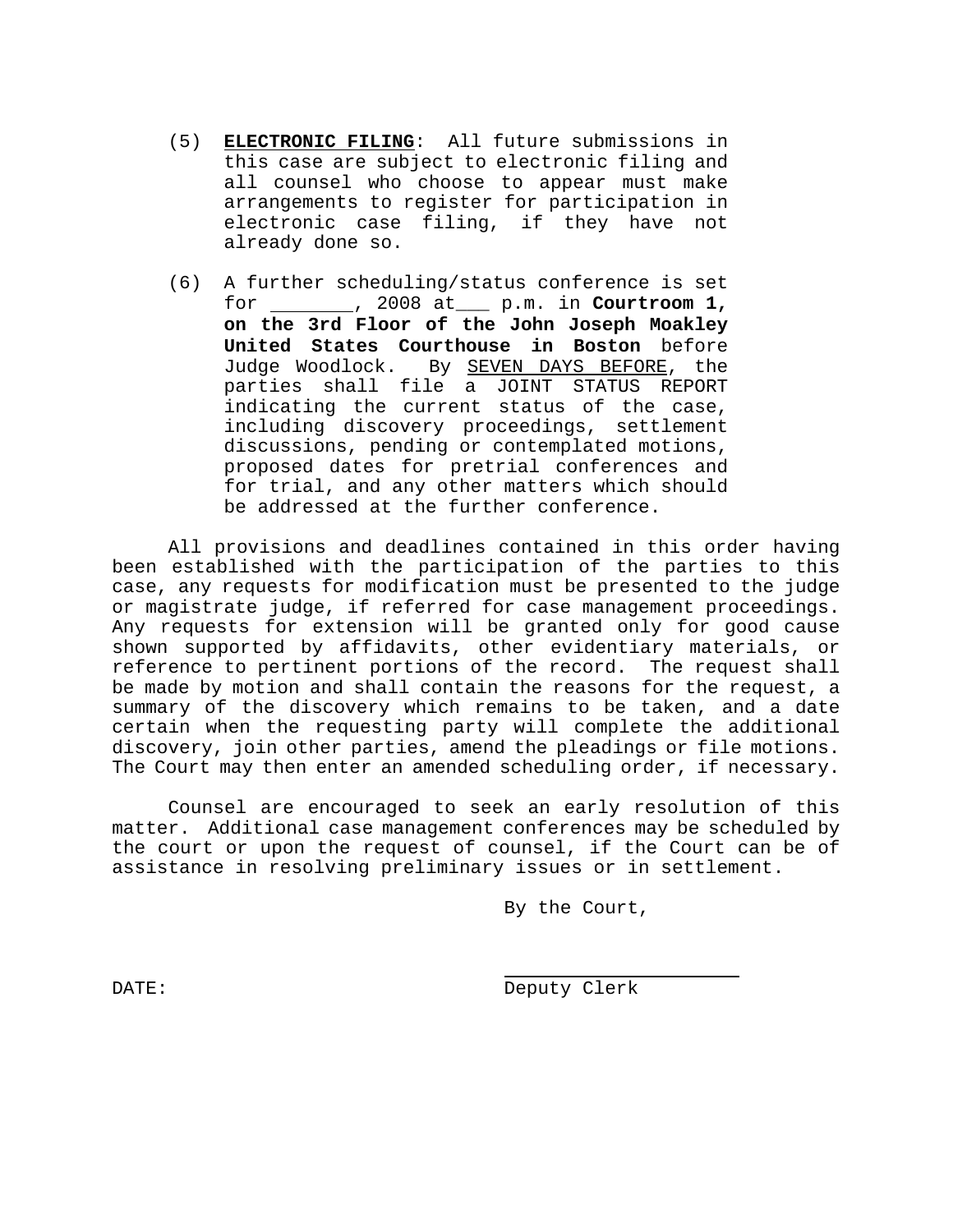(5) **ELECTRONIC FILING**: All future submissions in this case are subject to electronic filing and all counsel who choose to appear must make arrangements to register for participation in electronic case filing, if they have not already done so.

(6) A further scheduling/status conference is set for _______, 2008 at___ p.m. in **Courtroom 1, on the 3rd Floor of the John Joseph Moakley United States Courthouse in Boston** before Judge Woodlock. By SEVEN DAYS BEFORE, the parties shall file a JOINT STATUS REPORT indicating the current status of the case, including discovery proceedings, settlement discussions, pending or contemplated motions, proposed dates for pretrial conferences and for trial, and any other matters which should be addressed at the further conference.

All provisions and deadlines contained in this order having been established with the participation of the parties to this case, any requests for modification must be presented to the judge or magistrate judge, if referred for case management proceedings. Any requests for extension will be granted only for good cause shown supported by affidavits, other evidentiary materials, or reference to pertinent portions of the record. The request shall be made by motion and shall contain the reasons for the request, a summary of the discovery which remains to be taken, and a date certain when the requesting party will complete the additional discovery, join other parties, amend the pleadings or file motions. The Court may then enter an amended scheduling order, if necessary.

Counsel are encouraged to seek an early resolution of this matter. Additional case management conferences may be scheduled by the court or upon the request of counsel, if the Court can be of assistance in resolving preliminary issues or in settlement.

By the Court,

DATE: ____________________

Deputy Clerk